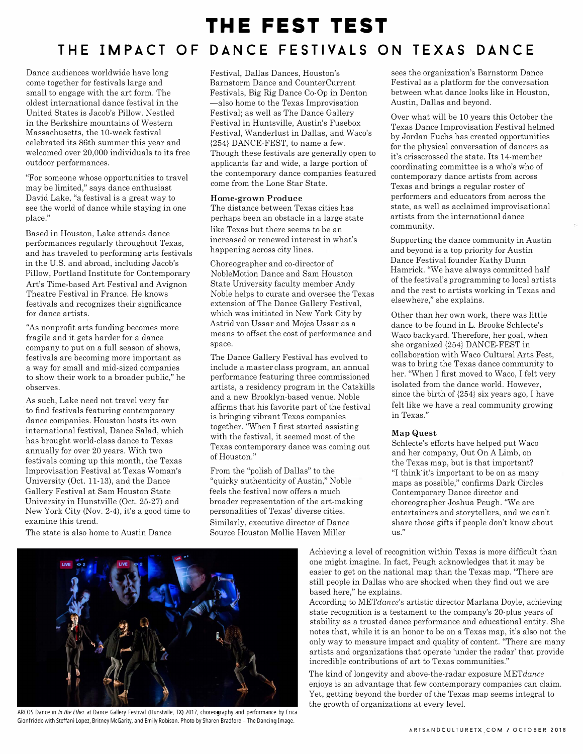# THE FEST TEST

## THE IMPACT OF DANCE FESTIVALS ON TEXAS DANCE

Dance audiences worldwide have long come together for festivals large and small to engage with the art form. The oldest international dance festival in the United States is Jacob's Pillow. Nestled in the Berkshire mountains of Western Massachusetts, the 10-week festival celebrated its 86th summer this year and welcomed over 20,000 individuals to its free outdoor performances.

"For someone whose opportunities to travel may be limited," says dance enthusiast David Lake, "a festival is a great way to see the world of dance while staying in one place."

Based in Houston, Lake attends dance performances regularly throughout Texas, and has traveled to performing arts festivals in the U.S. and abroad, including Jacob's Pillow, Portland Institute for Contemporary Art's Time-based Art Festival and Avignon Theatre Festival in France. He knows festivals and recognizes their significance for dance artists.

"As nonprofit arts funding becomes more fragile and it gets harder for a dance company to put on a full season of shows, festivals are becoming more important as a way for small and mid-sized companies to show their work to a broader public," he observes.

As such, Lake need not travel very far to find festivals featuring contemporary dance companies. Houston hosts its own international festival, Dance Salad, which has brought world-class dance to Texas annually for over 20 years. With two festivals coming up this month, the Texas Improvisation Festival at Texas Woman's University (Oct. 11-13), and the Dance Gallery Festival at Sam Houston State University in Hunstville (Oct. 25-27) and New York City (Nov. 2-4), it's a good time to examine this trend.

The state is also home to Austin Dance Festival, Dallas Dances, Houston's Barnstorm Dance and CounterCurrent Festivals, Big Rig Dance Co-Op in Denton —also home to the Texas Improvisation Festival; as well as The Dance Gallery Festival in Huntsville, Austin's Fusebox Festival, Wanderlust in Dallas, and Waco's {254} DANCE-FEST, to name a few. Though these festivals are generally open to applicants far and wide, a large portion of the contemporary dance companies featured come from the Lone Star State.

### Home-grown Produce

The distance between Texas cities has perhaps been an obstacle in a large state like Texas but there seems to be an increased or renewed interest in what's happening across city lines.

Choreographer and co-director of NobleMotion Dance and Sam Houston State University faculty member Andy Noble helps to curate and oversee the Texas extension of The Dance Gallery Festival, which was initiated in New York City by Astrid von Ussar and Mojca Ussar as a means to offset the cost of performance and space.

The Dance Gallery Festival has evolved to include a master class program, an annual performance featuring three commissioned artists, a residency program in the Catskills and a new Brooklyn-based venue. Noble affirms that his favorite part of the festival is bringing vibrant Texas companies together. "When I first started assisting with the festival, it seemed most of the Texas contemporary dance was coming out of Houston."

From the "polish of Dallas" to the "quirky authenticity of Austin," Noble feels the festival now offers a much broader representation of the art-making personalities of Texas' diverse cities.

Similarly, executive director of Dance Source Houston Mollie Haven Miller sees the organization's Barnstorm Dance Festival as a platform for the conversation between what dance looks like in Houston, Austin, Dallas and beyond.

Over what will be 10 years this October the Texas Dance Improvisation Festival helmed by Jordan Fuchs has created opportunities for the physical conversation of dancers as it's crisscrossed the state. Its 14-member coordinating committee is a who's who of contemporary dance artists from across Texas and brings a regular roster of performers and educators from across the state, as well as acclaimed improvisational artists from the international dance community.

Supporting the dance community in Austin and beyond is a top priority for Austin Dance Festival founder Kathy Dunn Hamrick. "We have always committed half of the festival's programming to local artists and the rest to artists working in Texas and elsewhere," she explains.

Other than her own work, there was little dance to be found in L. Brooke Schlecte's Waco backyard. Therefore, her goal, when she organized {254} DANCE-FEST in collaboration with Waco Cultural Arts Fest, was to bring the Texas dance community to her. "When I first moved to Waco, I felt very isolated from the dance world. However, since the birth of {254} six years ago, I have felt like we have a real community growing in Texas."

### Map Quest

Schlecte's efforts have helped put Waco and her company, Out On A Limb, on the Texas map, but is that important? "I think it's important to be on as many maps as possible," confirms Dark Circles Contemporary Dance director and choreographer Joshua Peugh. "We are entertainers and storytellers, and we can't share those gifts if people don't know about us."

Achieving a level of recognition within Texas is more difficult than one might imagine. In fact, Peugh acknowledges that it may be easier to get on the national map than the Texas map. "There are still people in Dallas who are shocked when they find out we are based here," he explains.

According to MET*dance*'s artistic director Marlana Doyle, achieving state recognition is a testament to the company's 20-plus years of stability as a trusted dance performance and educational entity. She notes that, while it is an honor to be on a Texas map, it's also not the only way to measure impact and quality of content. "There are many artists and organizations that operate 'under the radar' that provide incredible contributions of art to Texas communities."

The kind of longevity and above-the-radar exposure MET*dance* enjoys is an advantage that few contemporary companies can claim. Yet, getting beyond the border of the Texas map seems integral to the growth of organizations at every level.

ARCOS Dance in *In the Ether* at Dance Gallery Festival (Hunstville, TX) 2017, choreography and performance by Erica Gionfriddo with Steffani Lopez, Britney McGarity, and Emily Robison. Photo by Sharen Bradford – The Dancing Image.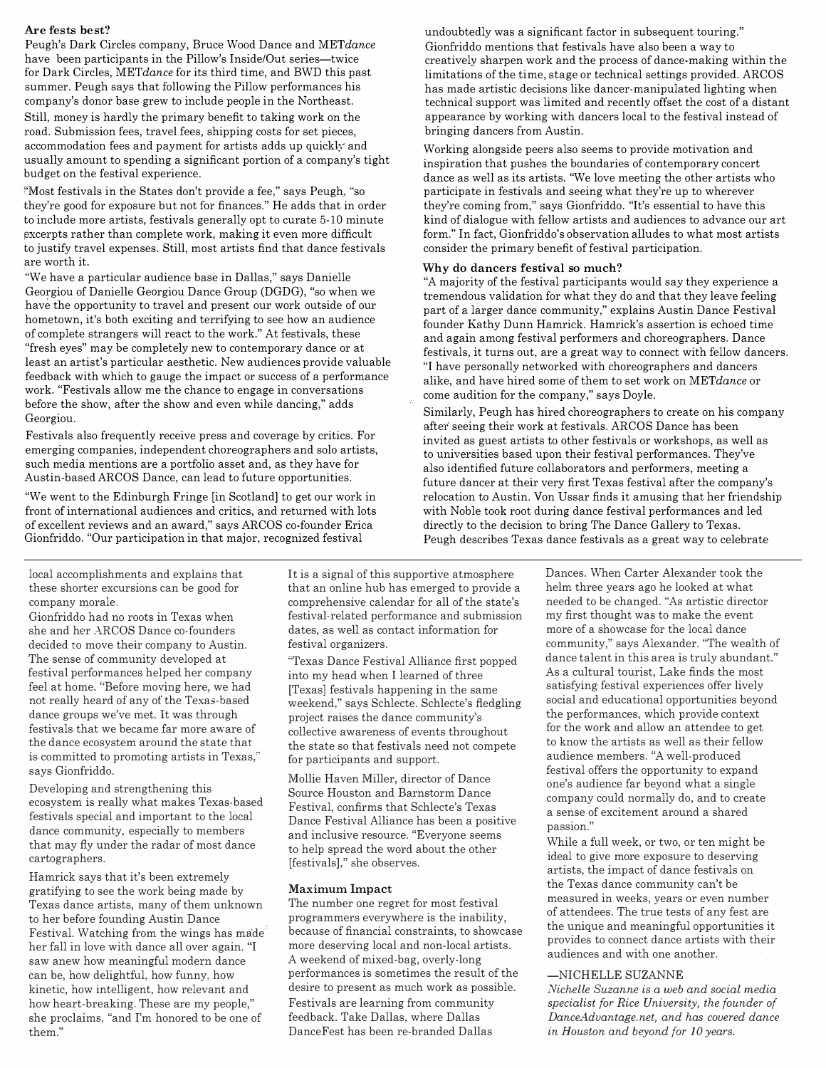**Are fests best?**

Peugh's Dark Circles company, Bruce Wood Dance and MET*dance* have been participants in the Pillow's Inside/Out series—twice for Dark Circles, MET*dance* for its third time, and BWD this past summer. Peugh says that following the Pillow performances his company's donor base grew to include people in the Northeast.

Still, money is hardly the primary benefit to taking work on the road. Submission fees, travel fees, shipping costs for set pieces, accommodation fees and payment for artists adds up quickly and usually amount to spending a significant portion of a company's tight budget on the festival experience.

"Most festivals in the States don't provide a fee," says Peugh, "so they're good for exposure but not for finances." He adds that in order to include more artists, festivals generally opt to curate 5-10 minute excerpts rather than complete work, making it even more difficult to justify travel expenses. Still, most artists find that dance festivals are worth it.

"We have a particular audience base in Dallas," says Danielle Georgiou of Danielle Georgiou Dance Group (DGDG), "so when we have the opportunity to travel and present our work outside of our hometown, it's both exciting and terrifying to see how an audience of complete strangers will react to the work." At festivals, these "fresh eyes" may be completely new to contemporary dance or at least an artist's particular aesthetic. New audiences provide valuable feedback with which to gauge the impact or success of a performance work. "Festivals allow me the chance to engage in conversations before the show, after the show and even while dancing," adds Georgiou.

Festivals also frequently receive press and coverage by critics. For emerging companies, independent choreographers and solo artists, such media mentions are a portfolio asset and, as they have for Austin-based ARCOS Dance, can lead to future opportunities.

"We went to the Edinburgh Fringe [in Scotland] to get our work in front of international audiences and critics, and returned with lots of excellent reviews and an award," says ARCOS co-founder Erica Gionfriddo. "Our participation in that major, recognized festival undoubtedly was a significant factor in subsequent touring." Gionfriddo mentions that festivals have also been a way to creatively sharpen work and the process of dance-making within the limitations of the time, stage or technical settings provided. ARCOS has made artistic decisions like dancer-manipulated lighting when technical support was limited and recently offset the cost of a distant appearance by working with dancers local to the festival instead of bringing dancers from Austin.

Working alongside peers also seems to provide motivation and inspiration that pushes the boundaries of contemporary concert dance as well as its artists. "We love meeting the other artists who participate in festivals and seeing what they're up to wherever they're coming from," says Gionfriddo. "It's essential to have this kind of dialogue with fellow artists and audiences to advance our art form." In fact, Gionfriddo's observation alludes to what most artists consider the primary benefit of festival participation.

**Why do dancers festival so much?**

"A majority of the festival participants would say they experience a tremendous validation for what they do and that they leave feeling part of a larger dance community," explains Austin Dance Festival founder Kathy Dunn Hamrick. Hamrick's assertion is echoed time and again among festival performers and choreographers. Dance festivals, it turns out, are a great way to connect with fellow dancers. "I have personally networked with choreographers and dancers alike, and have hired some of them to set work on MET*dance* or come audition for the company," says Doyle.

Similarly, Peugh has hired choreographers to create on his company after seeing their work at festivals. ARCOS Dance has been invited as guest artists to other festivals or workshops, as well as to universities based upon their festival performances. They've also identified future collaborators and performers, meeting a future dancer at their very first Texas festival after the company's relocation to Austin. Von Ussar finds it amusing that her friendship with Noble took root during dance festival performances and led directly to the decision to bring The Dance Gallery to Texas.

Peugh describes Texas dance festivals as a great way to celebrate local accomplishments and explains that these shorter excursions can be good for company morale.

Gionfriddo had no roots in Texas when she and her ARCOS Dance co-founders decided to move their company to Austin. The sense of community developed at festival performances helped her company feel at home. "Before moving here, we had not really heard of any of the Texas-based dance groups we've met. It was through festivals that we became far more aware of the dance ecosystem around the state that is committed to promoting artists in Texas," says Gionfriddo.

Developing and strengthening this ecosystem is really what makes Texas-based festivals special and important to the local dance community, especially to members that may fly under the radar of most dance cartographers.

Hamrick says that it's been extremely gratifying to see the work being made by Texas dance artists, many of them unknown to her before founding Austin Dance Festival. Watching from the wings has made her fall in love with dance all over again. "I saw anew how meaningful modern dance can be, how delightful, how funny, how kinetic, how intelligent, how relevant and how heart-breaking. These are my people," she proclaims, "and I'm honored to be one of them."

It is a signal of this supportive atmosphere that an online hub has emerged to provide a comprehensive calendar for all of the state's festival-related performance and submission dates, as well as contact information for festival organizers.

"Texas Dance Festival Alliance first popped into my head when I learned of three [Texas] festivals happening in the same weekend," says Schlecte. Schlecte's fledgling project raises the dance community's collective awareness of events throughout the state so that festivals need not compete for participants and support.

Mollie Haven Miller, director of Dance Source Houston and Barnstorm Dance Festival, confirms that Schlecte's Texas Dance Festival Alliance has been a positive and inclusive resource. "Everyone seems to help spread the word about the other [festivals]," she observes.

**Maximum Impact**

The number one regret for most festival programmers everywhere is the inability, because of financial constraints, to showcase more deserving local and non-local artists. A weekend of mixed-bag, overly-long performances is sometimes the result of the desire to present as much work as possible. Festivals are learning from community feedback. Take Dallas, where Dallas DanceFest has been re-branded Dallas Dances. When Carter Alexander took the helm three years ago he looked at what needed to be changed. "As artistic director my first thought was to make the event more of a showcase for the local dance community," says Alexander. "The wealth of dance talent in this area is truly abundant."

As a cultural tourist, Lake finds the most satisfying festival experiences offer lively social and educational opportunities beyond the performances, which provide context for the work and allow an attendee to get to know the artists as well as their fellow audience members. "A well-produced festival offers the opportunity to expand one's audience far beyond what a single company could normally do, and to create a sense of excitement around a shared passion."

While a full week, or two, or ten might be ideal to give more exposure to deserving artists, the impact of dance festivals on the Texas dance community can't be measured in weeks, years or even number of attendees. The true tests of any fest are the unique and meaningful opportunities it provides to connect dance artists with their audiences and with one another.

—NICHELLE SUZANNE

*Nichelle Suzanne is a web and social media specialist for Rice University, the founder of DanceAdvantage.net, and has covered dance in Houston and beyond for 10 years.*